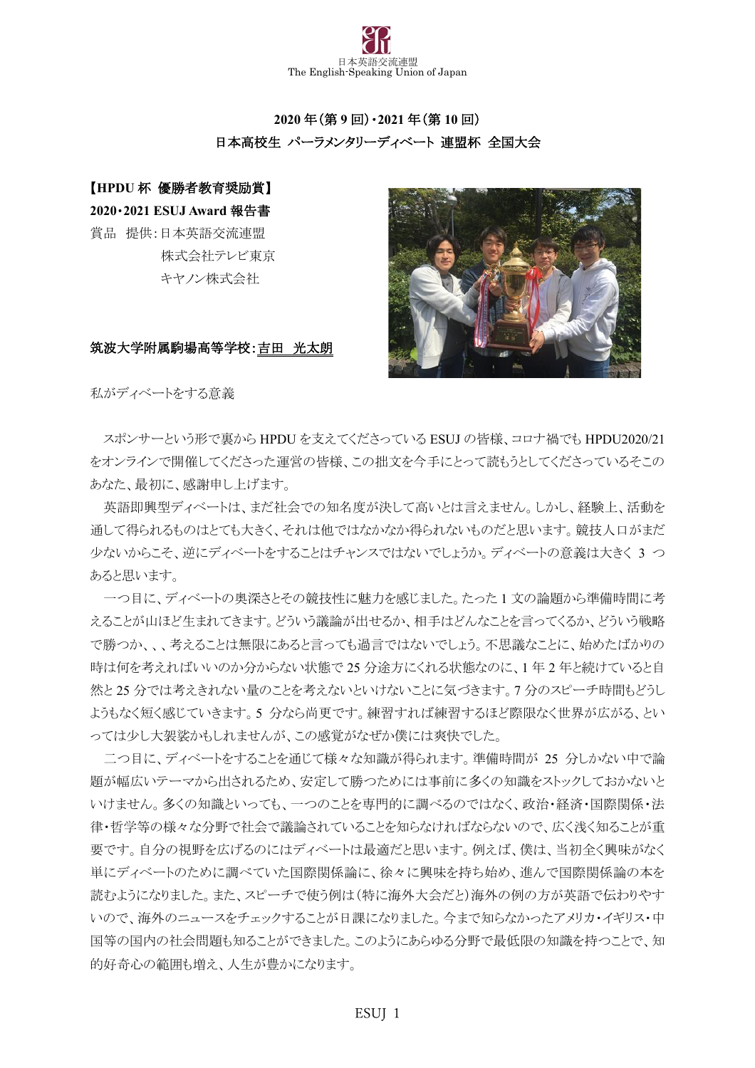日本英語交流連盟
The English-Speaking Union of Japan

## 2020 年（第 9 回）・2021 年（第 10 回）
## 日本高校生 パーラメンタリーディベート 連盟杯 全国大会

**【HPDU 杯 優勝者教育奨励賞】**

**2020・2021 ESUJ Award 報告書**

賞品　提供：日本英語交流連盟
　　　　　　株式会社テレビ東京
　　　　　　キヤノン株式会社

**筑波大学附属駒場高等学校：吉田　光太朗**

私がディベートをする意義

スポンサーという形で裏から HPDU を支えてくださっている ESUJ の皆様、コロナ禍でも HPDU2020/21 をオンラインで開催してくださった運営の皆様、この拙文を今手にとって読もうとしてくださっているそこのあなた、最初に、感謝申し上げます。

英語即興型ディベートは、まだ社会での知名度が決して高いとは言えません。しかし、経験上、活動を通して得られるものはとても大きく、それは他ではなかなか得られないものだと思います。競技人口がまだ少ないからこそ、逆にディベートをすることはチャンスではないでしょうか。ディベートの意義は大きく 3 つあると思います。

一つ目に、ディベートの奥深さとその競技性に魅力を感じました。たった 1 文の論題から準備時間に考えることが山ほど生まれてきます。どういう議論が出せるか、相手はどんなことを言ってくるか、どういう戦略で勝つか、、、考えることは無限にあると言っても過言ではないでしょう。不思議なことに、始めたばかりの時は何を考えればいいのか分からない状態で 25 分途方にくれる状態なのに、1 年 2 年と続けていると自然と 25 分では考えきれない量のことを考えないといけないことに気づきます。7 分のスピーチ時間もどうしようもなく短く感じていきます。5 分なら尚更です。練習すれば練習するほど際限なく世界が広がる、といっては少し大袈裟かもしれませんが、この感覚がなぜか僕には爽快でした。

二つ目に、ディベートをすることを通じて様々な知識が得られます。準備時間が 25 分しかない中で論題が幅広いテーマから出されるため、安定して勝つためには事前に多くの知識をストックしておかないといけません。多くの知識といっても、一つのことを専門的に調べるのではなく、政治・経済・国際関係・法律・哲学等の様々な分野で社会で議論されていることを知らなければならないので、広く浅く知ることが重要です。自分の視野を広げるのにはディベートは最適だと思います。例えば、僕は、当初全く興味がなく単にディベートのために調べていた国際関係論に、徐々に興味を持ち始め、進んで国際関係論の本を読むようになりました。また、スピーチで使う例は（特に海外大会だと）海外の例の方が英語で伝わりやすいので、海外のニュースをチェックすることが日課になりました。今まで知らなかったアメリカ・イギリス・中国等の国内の社会問題も知ることができました。このようにあらゆる分野で最低限の知識を持つことで、知的好奇心の範囲も増え、人生が豊かになります。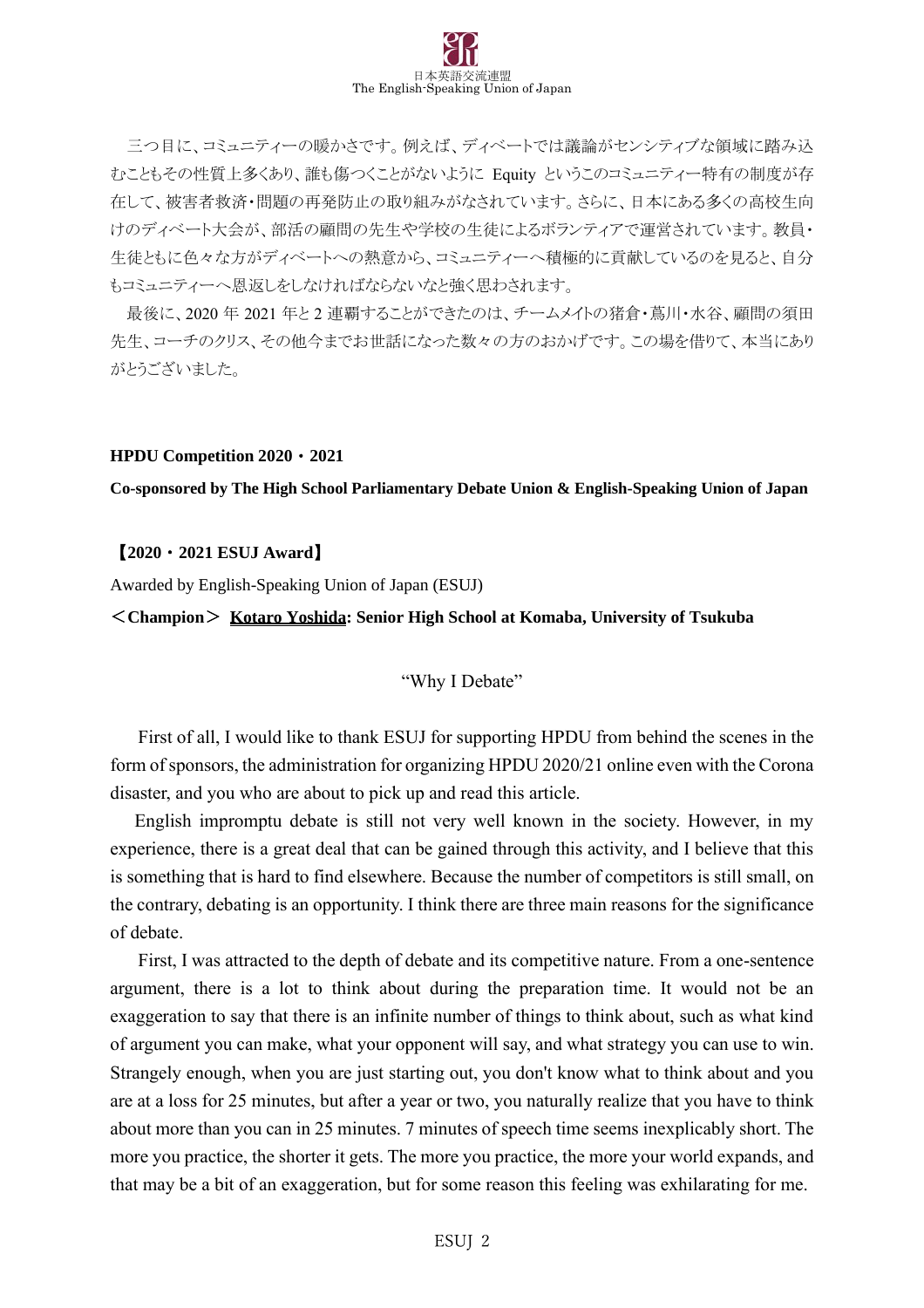三つ目に、コミュニティーの暖かさです。例えば、ディベートでは議論がセンシティブな領域に踏み込むこともその性質上多くあり、誰も傷つくことがないように Equity というこのコミュニティー特有の制度が存在して、被害者救済・問題の再発防止の取り組みがなされています。さらに、日本にある多くの高校生向けのディベート大会が、部活の顧問の先生や学校の生徒によるボランティアで運営されています。教員・生徒ともに色々な方がディベートへの熱意から、コミュニティーへ積極的に貢献しているのを見ると、自分もコミュニティーへ恩返しをしなければならないなと強く思わされます。

最後に、2020 年 2021 年と 2 連覇することができたのは、チームメイトの猪倉・蔦川・水谷、顧問の須田先生、コーチのクリス、その他今までお世話になった数々の方のおかげです。この場を借りて、本当にありがとうございました。

**HPDU Competition 2020・2021**

**Co-sponsored by The High School Parliamentary Debate Union & English-Speaking Union of Japan**

**【2020・2021 ESUJ Award】**

Awarded by English-Speaking Union of Japan (ESUJ)

**＜Champion＞ Kotaro Yoshida: Senior High School at Komaba, University of Tsukuba**

"Why I Debate"

First of all, I would like to thank ESUJ for supporting HPDU from behind the scenes in the form of sponsors, the administration for organizing HPDU 2020/21 online even with the Corona disaster, and you who are about to pick up and read this article.

English impromptu debate is still not very well known in the society. However, in my experience, there is a great deal that can be gained through this activity, and I believe that this is something that is hard to find elsewhere. Because the number of competitors is still small, on the contrary, debating is an opportunity. I think there are three main reasons for the significance of debate.

First, I was attracted to the depth of debate and its competitive nature. From a one-sentence argument, there is a lot to think about during the preparation time. It would not be an exaggeration to say that there is an infinite number of things to think about, such as what kind of argument you can make, what your opponent will say, and what strategy you can use to win. Strangely enough, when you are just starting out, you don't know what to think about and you are at a loss for 25 minutes, but after a year or two, you naturally realize that you have to think about more than you can in 25 minutes. 7 minutes of speech time seems inexplicably short. The more you practice, the shorter it gets. The more you practice, the more your world expands, and that may be a bit of an exaggeration, but for some reason this feeling was exhilarating for me.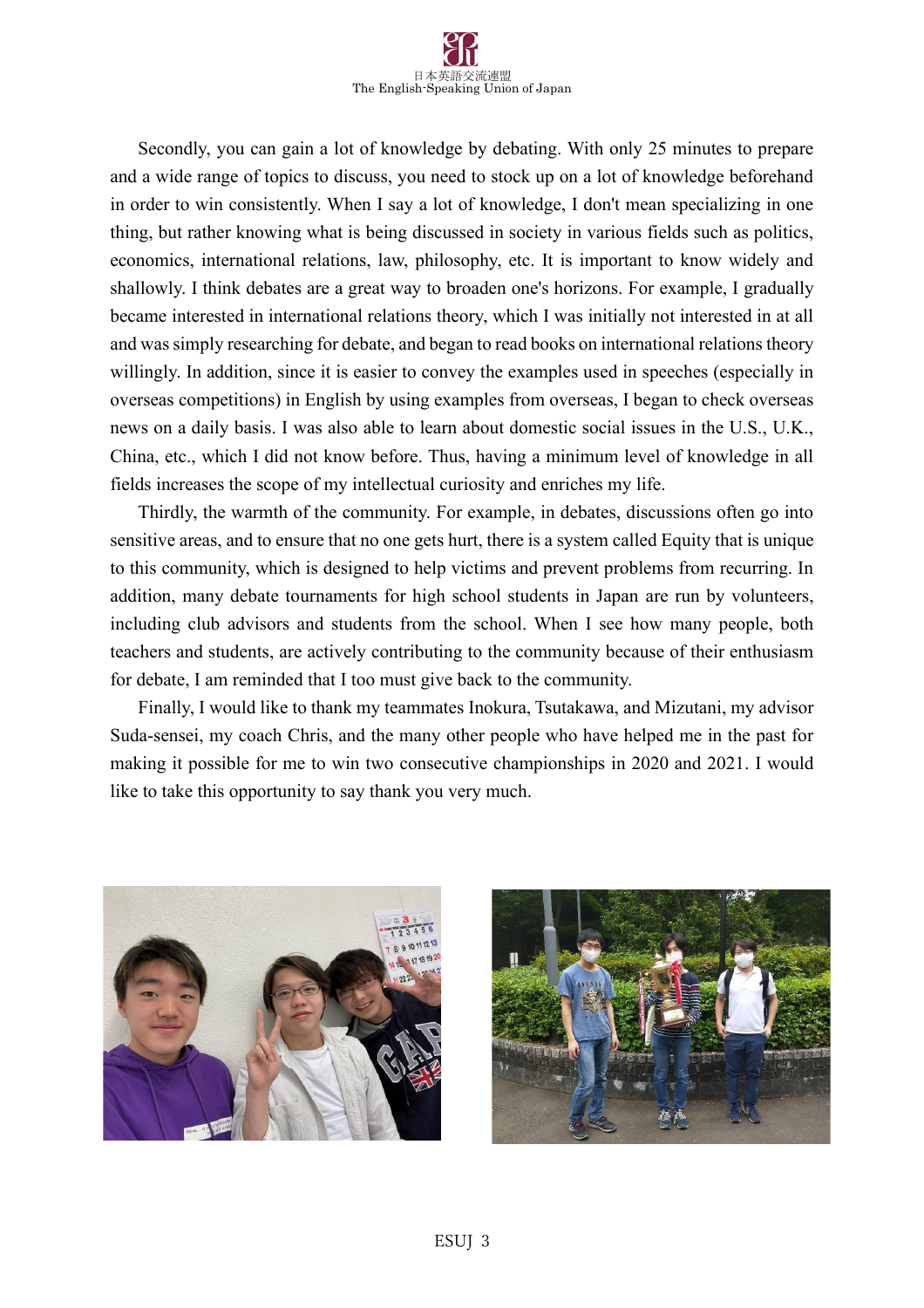Secondly, you can gain a lot of knowledge by debating. With only 25 minutes to prepare and a wide range of topics to discuss, you need to stock up on a lot of knowledge beforehand in order to win consistently. When I say a lot of knowledge, I don't mean specializing in one thing, but rather knowing what is being discussed in society in various fields such as politics, economics, international relations, law, philosophy, etc. It is important to know widely and shallowly. I think debates are a great way to broaden one's horizons. For example, I gradually became interested in international relations theory, which I was initially not interested in at all and was simply researching for debate, and began to read books on international relations theory willingly. In addition, since it is easier to convey the examples used in speeches (especially in overseas competitions) in English by using examples from overseas, I began to check overseas news on a daily basis. I was also able to learn about domestic social issues in the U.S., U.K., China, etc., which I did not know before. Thus, having a minimum level of knowledge in all fields increases the scope of my intellectual curiosity and enriches my life.

Thirdly, the warmth of the community. For example, in debates, discussions often go into sensitive areas, and to ensure that no one gets hurt, there is a system called Equity that is unique to this community, which is designed to help victims and prevent problems from recurring. In addition, many debate tournaments for high school students in Japan are run by volunteers, including club advisors and students from the school. When I see how many people, both teachers and students, are actively contributing to the community because of their enthusiasm for debate, I am reminded that I too must give back to the community.

Finally, I would like to thank my teammates Inokura, Tsutakawa, and Mizutani, my advisor Suda-sensei, my coach Chris, and the many other people who have helped me in the past for making it possible for me to win two consecutive championships in 2020 and 2021. I would like to take this opportunity to say thank you very much.